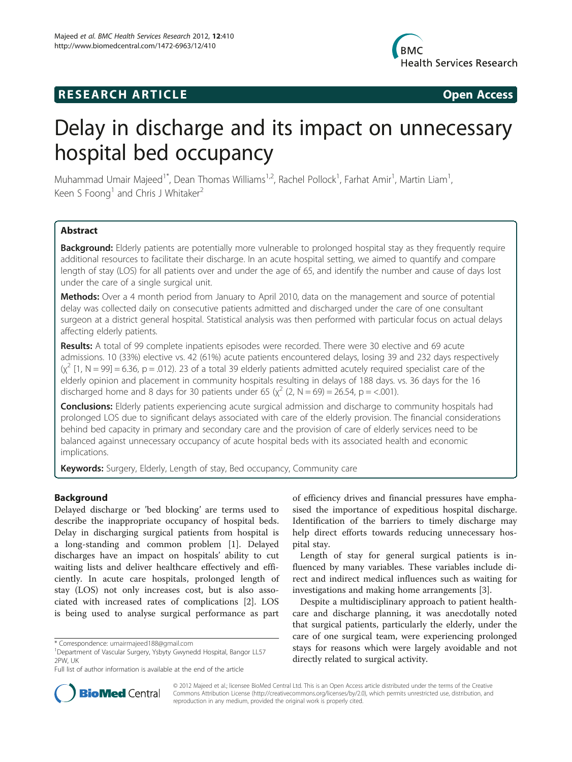**RESEARCH ARTICLE** **Open Access**

# Delay in discharge and its impact on unnecessary hospital bed occupancy

Muhammad Umair Majeed[1*], Dean Thomas Williams[1,2], Rachel Pollock[1], Farhat Amir[1], Martin Liam[1], Keen S Foong[1] and Chris J Whitaker[2]

## Abstract

**Background:** Elderly patients are potentially more vulnerable to prolonged hospital stay as they frequently require additional resources to facilitate their discharge. In an acute hospital setting, we aimed to quantify and compare length of stay (LOS) for all patients over and under the age of 65, and identify the number and cause of days lost under the care of a single surgical unit.

**Methods:** Over a 4 month period from January to April 2010, data on the management and source of potential delay was collected daily on consecutive patients admitted and discharged under the care of one consultant surgeon at a district general hospital. Statistical analysis was then performed with particular focus on actual delays affecting elderly patients.

**Results:** A total of 99 complete inpatients episodes were recorded. There were 30 elective and 69 acute admissions. 10 (33%) elective vs. 42 (61%) acute patients encountered delays, losing 39 and 232 days respectively ($\chi^2$ [1, N = 99] = 6.36, p = .012). 23 of a total 39 elderly patients admitted acutely required specialist care of the elderly opinion and placement in community hospitals resulting in delays of 188 days. vs. 36 days for the 16 discharged home and 8 days for 30 patients under 65 ($\chi^2$ (2, N = 69) = 26.54, p = <.001).

**Conclusions:** Elderly patients experiencing acute surgical admission and discharge to community hospitals had prolonged LOS due to significant delays associated with care of the elderly provision. The financial considerations behind bed capacity in primary and secondary care and the provision of care of elderly services need to be balanced against unnecessary occupancy of acute hospital beds with its associated health and economic implications.

**Keywords:** Surgery, Elderly, Length of stay, Bed occupancy, Community care

## Background

Delayed discharge or 'bed blocking' are terms used to describe the inappropriate occupancy of hospital beds. Delay in discharging surgical patients from hospital is a long-standing and common problem [1]. Delayed discharges have an impact on hospitals' ability to cut waiting lists and deliver healthcare effectively and efficiently. In acute care hospitals, prolonged length of stay (LOS) not only increases cost, but is also associated with increased rates of complications [2]. LOS is being used to analyse surgical performance as part of efficiency drives and financial pressures have emphasised the importance of expeditious hospital discharge. Identification of the barriers to timely discharge may help direct efforts towards reducing unnecessary hospital stay.

Length of stay for general surgical patients is influenced by many variables. These variables include direct and indirect medical influences such as waiting for investigations and making home arrangements [3].

Despite a multidisciplinary approach to patient healthcare and discharge planning, it was anecdotally noted that surgical patients, particularly the elderly, under the care of one surgical team, were experiencing prolonged stays for reasons which were largely avoidable and not directly related to surgical activity.

* Correspondence: umairmajeed188@gmail.com
[1]Department of Vascular Surgery, Ysbyty Gwynedd Hospital, Bangor LL57 2PW, UK
Full list of author information is available at the end of the article

© 2012 Majeed et al.; licensee BioMed Central Ltd. This is an Open Access article distributed under the terms of the Creative Commons Attribution License (http://creativecommons.org/licenses/by/2.0), which permits unrestricted use, distribution, and reproduction in any medium, provided the original work is properly cited.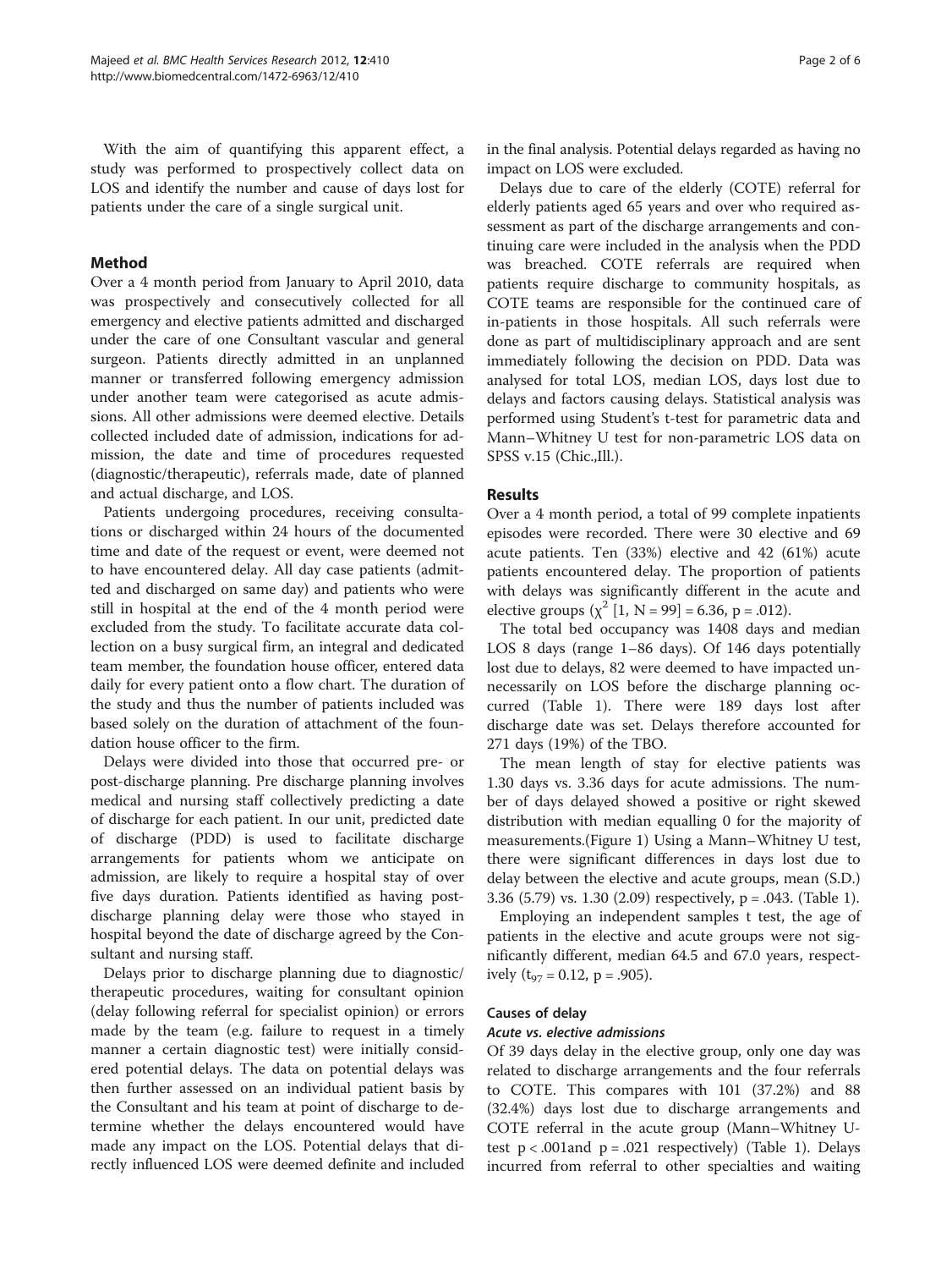With the aim of quantifying this apparent effect, a study was performed to prospectively collect data on LOS and identify the number and cause of days lost for patients under the care of a single surgical unit.

## Method

Over a 4 month period from January to April 2010, data was prospectively and consecutively collected for all emergency and elective patients admitted and discharged under the care of one Consultant vascular and general surgeon. Patients directly admitted in an unplanned manner or transferred following emergency admission under another team were categorised as acute admissions. All other admissions were deemed elective. Details collected included date of admission, indications for admission, the date and time of procedures requested (diagnostic/therapeutic), referrals made, date of planned and actual discharge, and LOS.

Patients undergoing procedures, receiving consultations or discharged within 24 hours of the documented time and date of the request or event, were deemed not to have encountered delay. All day case patients (admitted and discharged on same day) and patients who were still in hospital at the end of the 4 month period were excluded from the study. To facilitate accurate data collection on a busy surgical firm, an integral and dedicated team member, the foundation house officer, entered data daily for every patient onto a flow chart. The duration of the study and thus the number of patients included was based solely on the duration of attachment of the foundation house officer to the firm.

Delays were divided into those that occurred pre- or post-discharge planning. Pre discharge planning involves medical and nursing staff collectively predicting a date of discharge for each patient. In our unit, predicted date of discharge (PDD) is used to facilitate discharge arrangements for patients whom we anticipate on admission, are likely to require a hospital stay of over five days duration. Patients identified as having post-discharge planning delay were those who stayed in hospital beyond the date of discharge agreed by the Consultant and nursing staff.

Delays prior to discharge planning due to diagnostic/therapeutic procedures, waiting for consultant opinion (delay following referral for specialist opinion) or errors made by the team (e.g. failure to request in a timely manner a certain diagnostic test) were initially considered potential delays. The data on potential delays was then further assessed on an individual patient basis by the Consultant and his team at point of discharge to determine whether the delays encountered would have made any impact on the LOS. Potential delays that directly influenced LOS were deemed definite and included in the final analysis. Potential delays regarded as having no impact on LOS were excluded.

Delays due to care of the elderly (COTE) referral for elderly patients aged 65 years and over who required assessment as part of the discharge arrangements and continuing care were included in the analysis when the PDD was breached. COTE referrals are required when patients require discharge to community hospitals, as COTE teams are responsible for the continued care of in-patients in those hospitals. All such referrals were done as part of multidisciplinary approach and are sent immediately following the decision on PDD. Data was analysed for total LOS, median LOS, days lost due to delays and factors causing delays. Statistical analysis was performed using Student's t-test for parametric data and Mann–Whitney U test for non-parametric LOS data on SPSS v.15 (Chic.,Ill.).

## Results

Over a 4 month period, a total of 99 complete inpatients episodes were recorded. There were 30 elective and 69 acute patients. Ten (33%) elective and 42 (61%) acute patients encountered delay. The proportion of patients with delays was significantly different in the acute and elective groups ($\chi^2$ [1, N = 99] = 6.36, p = .012).

The total bed occupancy was 1408 days and median LOS 8 days (range 1–86 days). Of 146 days potentially lost due to delays, 82 were deemed to have impacted unnecessarily on LOS before the discharge planning occurred (Table 1). There were 189 days lost after discharge date was set. Delays therefore accounted for 271 days (19%) of the TBO.

The mean length of stay for elective patients was 1.30 days vs. 3.36 days for acute admissions. The number of days delayed showed a positive or right skewed distribution with median equalling 0 for the majority of measurements.(Figure 1) Using a Mann–Whitney U test, there were significant differences in days lost due to delay between the elective and acute groups, mean (S.D.) 3.36 (5.79) vs. 1.30 (2.09) respectively, p = .043. (Table 1).

Employing an independent samples t test, the age of patients in the elective and acute groups were not significantly different, median 64.5 and 67.0 years, respectively ($t_{97}$ = 0.12, p = .905).

### Causes of delay

#### *Acute vs. elective admissions*

Of 39 days delay in the elective group, only one day was related to discharge arrangements and the four referrals to COTE. This compares with 101 (37.2%) and 88 (32.4%) days lost due to discharge arrangements and COTE referral in the acute group (Mann–Whitney U-test p < .001and p = .021 respectively) (Table 1). Delays incurred from referral to other specialties and waiting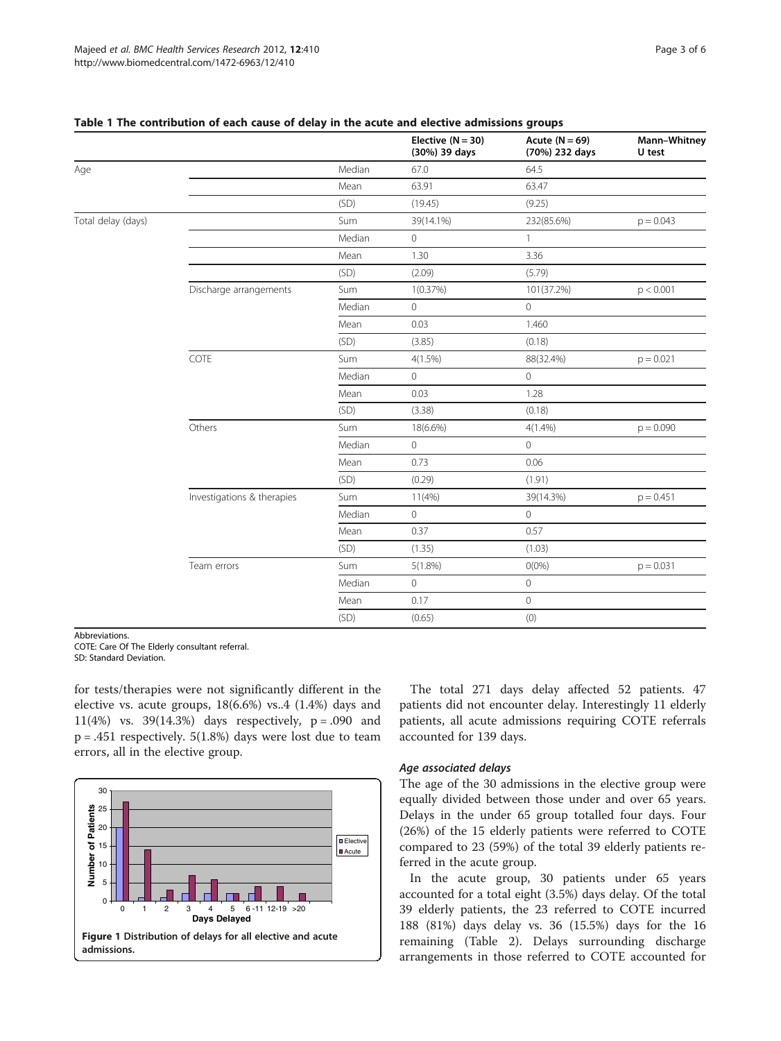**Table 1 The contribution of each cause of delay in the acute and elective admissions groups**

| | | | Elective (N = 30) (30%) 39 days | Acute (N = 69) (70%) 232 days | Mann–Whitney U test |
|---|---|---|---|---|---|
| Age | | Median | 67.0 | 64.5 | |
| | | Mean | 63.91 | 63.47 | |
| | | (SD) | (19.45) | (9.25) | |
| Total delay (days) | | Sum | 39(14.1%) | 232(85.6%) | p = 0.043 |
| | | Median | 0 | 1 | |
| | | Mean | 1.30 | 3.36 | |
| | | (SD) | (2.09) | (5.79) | |
| | Discharge arrangements | Sum | 1(0.37%) | 101(37.2%) | p < 0.001 |
| | | Median | 0 | 0 | |
| | | Mean | 0.03 | 1.460 | |
| | | (SD) | (3.85) | (0.18) | |
| | COTE | Sum | 4(1.5%) | 88(32.4%) | p = 0.021 |
| | | Median | 0 | 0 | |
| | | Mean | 0.03 | 1.28 | |
| | | (SD) | (3.38) | (0.18) | |
| | Others | Sum | 18(6.6%) | 4(1.4%) | p = 0.090 |
| | | Median | 0 | 0 | |
| | | Mean | 0.73 | 0.06 | |
| | | (SD) | (0.29) | (1.91) | |
| | Investigations & therapies | Sum | 11(4%) | 39(14.3%) | p = 0.451 |
| | | Median | 0 | 0 | |
| | | Mean | 0.37 | 0.57 | |
| | | (SD) | (1.35) | (1.03) | |
| | Team errors | Sum | 5(1.8%) | 0(0%) | p = 0.031 |
| | | Median | 0 | 0 | |
| | | Mean | 0.17 | 0 | |
| | | (SD) | (0.65) | (0) | |

Abbreviations.
COTE: Care Of The Elderly consultant referral.
SD: Standard Deviation.

for tests/therapies were not significantly different in the elective vs. acute groups, 18(6.6%) vs..4 (1.4%) days and 11(4%) vs. 39(14.3%) days respectively, p = .090 and p = .451 respectively. 5(1.8%) days were lost due to team errors, all in the elective group.

Figure 1 Distribution of delays for all elective and acute admissions.

The total 271 days delay affected 52 patients. 47 patients did not encounter delay. Interestingly 11 elderly patients, all acute admissions requiring COTE referrals accounted for 139 days.

### *Age associated delays*

The age of the 30 admissions in the elective group were equally divided between those under and over 65 years. Delays in the under 65 group totalled four days. Four (26%) of the 15 elderly patients were referred to COTE compared to 23 (59%) of the total 39 elderly patients referred in the acute group.

In the acute group, 30 patients under 65 years accounted for a total eight (3.5%) days delay. Of the total 39 elderly patients, the 23 referred to COTE incurred 188 (81%) days delay vs. 36 (15.5%) days for the 16 remaining (Table 2). Delays surrounding discharge arrangements in those referred to COTE accounted for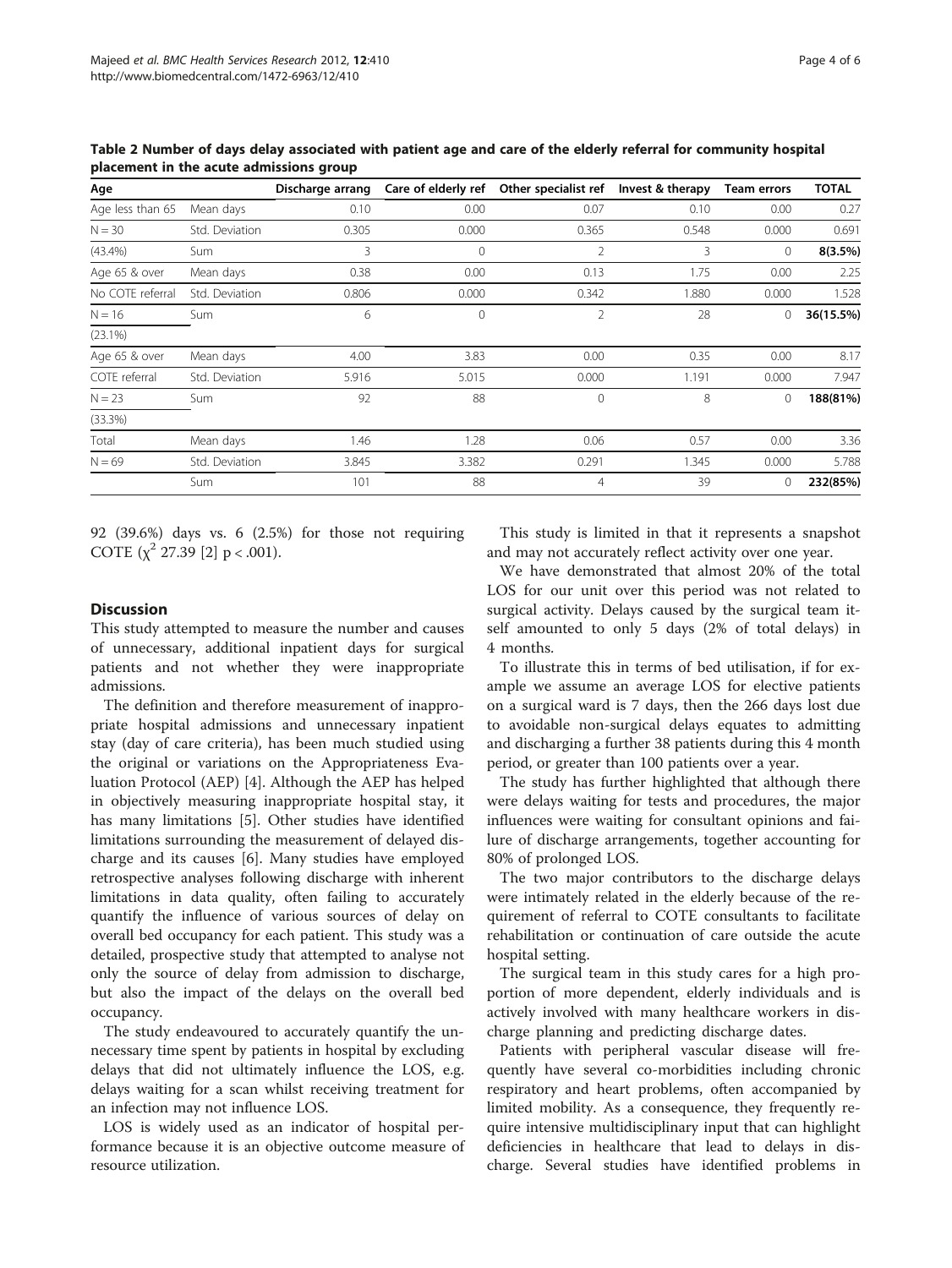**Table 2 Number of days delay associated with patient age and care of the elderly referral for community hospital placement in the acute admissions group**

| Age | | Discharge arrang | Care of elderly ref | Other specialist ref | Invest & therapy | Team errors | TOTAL |
|---|---|---|---|---|---|---|---|
| Age less than 65 | Mean days | 0.10 | 0.00 | 0.07 | 0.10 | 0.00 | 0.27 |
| N = 30 | Std. Deviation | 0.305 | 0.000 | 0.365 | 0.548 | 0.000 | 0.691 |
| (43.4%) | Sum | 3 | 0 | 2 | 3 | 0 | **8(3.5%)** |
| Age 65 & over | Mean days | 0.38 | 0.00 | 0.13 | 1.75 | 0.00 | 2.25 |
| No COTE referral | Std. Deviation | 0.806 | 0.000 | 0.342 | 1.880 | 0.000 | 1.528 |
| N = 16 | Sum | 6 | 0 | 2 | 28 | 0 | **36(15.5%)** |
| (23.1%) | | | | | | | |
| Age 65 & over | Mean days | 4.00 | 3.83 | 0.00 | 0.35 | 0.00 | 8.17 |
| COTE referral | Std. Deviation | 5.916 | 5.015 | 0.000 | 1.191 | 0.000 | 7.947 |
| N = 23 | Sum | 92 | 88 | 0 | 8 | 0 | **188(81%)** |
| (33.3%) | | | | | | | |
| Total | Mean days | 1.46 | 1.28 | 0.06 | 0.57 | 0.00 | 3.36 |
| N = 69 | Std. Deviation | 3.845 | 3.382 | 0.291 | 1.345 | 0.000 | 5.788 |
| | Sum | 101 | 88 | 4 | 39 | 0 | **232(85%)** |

92 (39.6%) days vs. 6 (2.5%) for those not requiring COTE ($\chi^2$ 27.39 [2] $p < .001$).

## Discussion

This study attempted to measure the number and causes of unnecessary, additional inpatient days for surgical patients and not whether they were inappropriate admissions.

The definition and therefore measurement of inappropriate hospital admissions and unnecessary inpatient stay (day of care criteria), has been much studied using the original or variations on the Appropriateness Evaluation Protocol (AEP) [4]. Although the AEP has helped in objectively measuring inappropriate hospital stay, it has many limitations [5]. Other studies have identified limitations surrounding the measurement of delayed discharge and its causes [6]. Many studies have employed retrospective analyses following discharge with inherent limitations in data quality, often failing to accurately quantify the influence of various sources of delay on overall bed occupancy for each patient. This study was a detailed, prospective study that attempted to analyse not only the source of delay from admission to discharge, but also the impact of the delays on the overall bed occupancy.

The study endeavoured to accurately quantify the unnecessary time spent by patients in hospital by excluding delays that did not ultimately influence the LOS, e.g. delays waiting for a scan whilst receiving treatment for an infection may not influence LOS.

LOS is widely used as an indicator of hospital performance because it is an objective outcome measure of resource utilization.

This study is limited in that it represents a snapshot and may not accurately reflect activity over one year.

We have demonstrated that almost 20% of the total LOS for our unit over this period was not related to surgical activity. Delays caused by the surgical team itself amounted to only 5 days (2% of total delays) in 4 months.

To illustrate this in terms of bed utilisation, if for example we assume an average LOS for elective patients on a surgical ward is 7 days, then the 266 days lost due to avoidable non-surgical delays equates to admitting and discharging a further 38 patients during this 4 month period, or greater than 100 patients over a year.

The study has further highlighted that although there were delays waiting for tests and procedures, the major influences were waiting for consultant opinions and failure of discharge arrangements, together accounting for 80% of prolonged LOS.

The two major contributors to the discharge delays were intimately related in the elderly because of the requirement of referral to COTE consultants to facilitate rehabilitation or continuation of care outside the acute hospital setting.

The surgical team in this study cares for a high proportion of more dependent, elderly individuals and is actively involved with many healthcare workers in discharge planning and predicting discharge dates.

Patients with peripheral vascular disease will frequently have several co-morbidities including chronic respiratory and heart problems, often accompanied by limited mobility. As a consequence, they frequently require intensive multidisciplinary input that can highlight deficiencies in healthcare that lead to delays in discharge. Several studies have identified problems in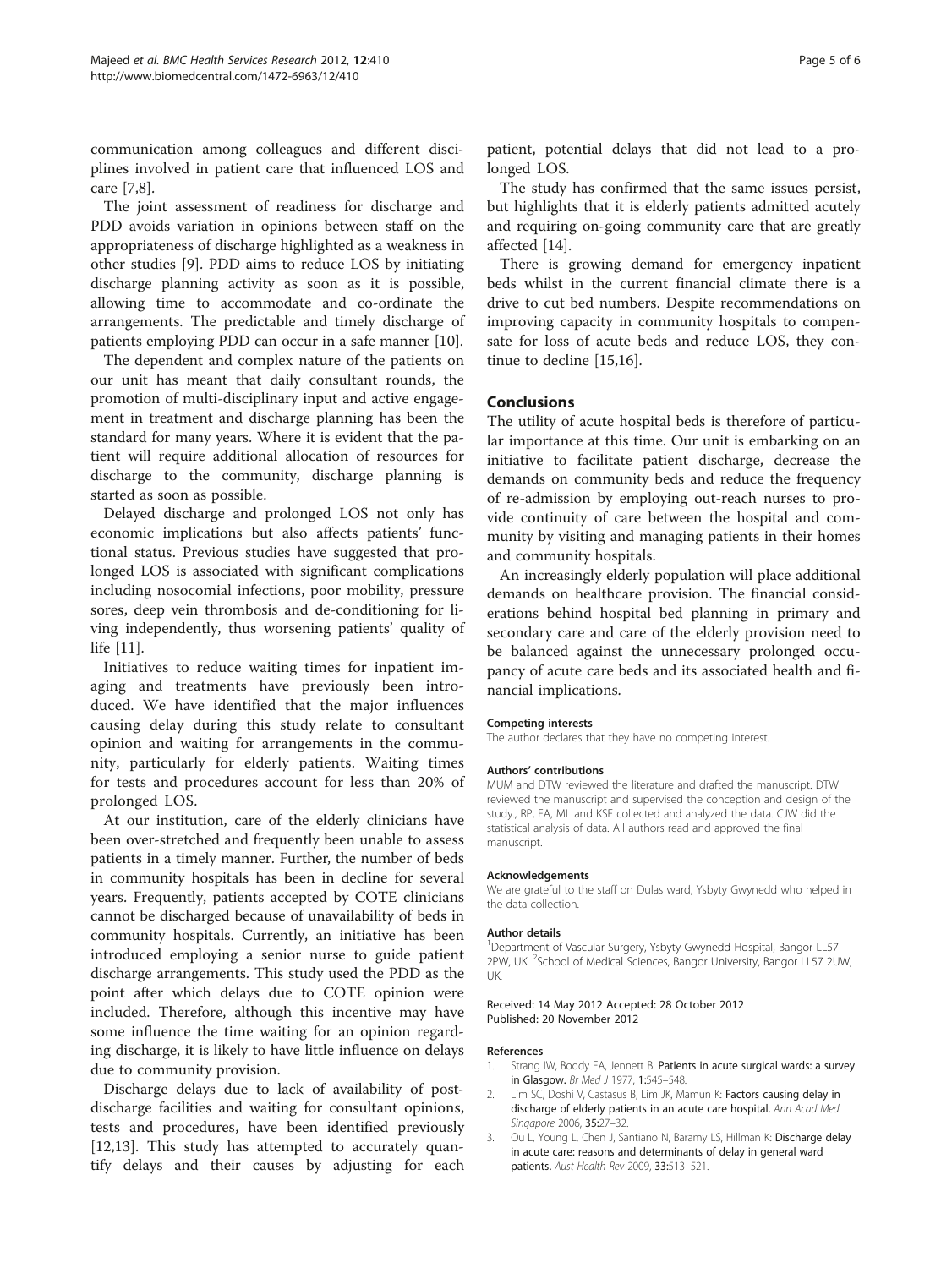communication among colleagues and different disciplines involved in patient care that influenced LOS and care [7,8].

The joint assessment of readiness for discharge and PDD avoids variation in opinions between staff on the appropriateness of discharge highlighted as a weakness in other studies [9]. PDD aims to reduce LOS by initiating discharge planning activity as soon as it is possible, allowing time to accommodate and co-ordinate the arrangements. The predictable and timely discharge of patients employing PDD can occur in a safe manner [10].

The dependent and complex nature of the patients on our unit has meant that daily consultant rounds, the promotion of multi-disciplinary input and active engagement in treatment and discharge planning has been the standard for many years. Where it is evident that the patient will require additional allocation of resources for discharge to the community, discharge planning is started as soon as possible.

Delayed discharge and prolonged LOS not only has economic implications but also affects patients' functional status. Previous studies have suggested that prolonged LOS is associated with significant complications including nosocomial infections, poor mobility, pressure sores, deep vein thrombosis and de-conditioning for living independently, thus worsening patients' quality of life [11].

Initiatives to reduce waiting times for inpatient imaging and treatments have previously been introduced. We have identified that the major influences causing delay during this study relate to consultant opinion and waiting for arrangements in the community, particularly for elderly patients. Waiting times for tests and procedures account for less than 20% of prolonged LOS.

At our institution, care of the elderly clinicians have been over-stretched and frequently been unable to assess patients in a timely manner. Further, the number of beds in community hospitals has been in decline for several years. Frequently, patients accepted by COTE clinicians cannot be discharged because of unavailability of beds in community hospitals. Currently, an initiative has been introduced employing a senior nurse to guide patient discharge arrangements. This study used the PDD as the point after which delays due to COTE opinion were included. Therefore, although this incentive may have some influence the time waiting for an opinion regarding discharge, it is likely to have little influence on delays due to community provision.

Discharge delays due to lack of availability of post-discharge facilities and waiting for consultant opinions, tests and procedures, have been identified previously [12,13]. This study has attempted to accurately quantify delays and their causes by adjusting for each patient, potential delays that did not lead to a prolonged LOS.

The study has confirmed that the same issues persist, but highlights that it is elderly patients admitted acutely and requiring on-going community care that are greatly affected [14].

There is growing demand for emergency inpatient beds whilst in the current financial climate there is a drive to cut bed numbers. Despite recommendations on improving capacity in community hospitals to compensate for loss of acute beds and reduce LOS, they continue to decline [15,16].

## Conclusions

The utility of acute hospital beds is therefore of particular importance at this time. Our unit is embarking on an initiative to facilitate patient discharge, decrease the demands on community beds and reduce the frequency of re-admission by employing out-reach nurses to provide continuity of care between the hospital and community by visiting and managing patients in their homes and community hospitals.

An increasingly elderly population will place additional demands on healthcare provision. The financial considerations behind hospital bed planning in primary and secondary care and care of the elderly provision need to be balanced against the unnecessary prolonged occupancy of acute care beds and its associated health and financial implications.

#### Competing interests

The author declares that they have no competing interest.

#### Authors' contributions

MUM and DTW reviewed the literature and drafted the manuscript. DTW reviewed the manuscript and supervised the conception and design of the study., RP, FA, ML and KSF collected and analyzed the data. CJW did the statistical analysis of data. All authors read and approved the final manuscript.

#### Acknowledgements

We are grateful to the staff on Dulas ward, Ysbyty Gwynedd who helped in the data collection.

#### Author details

[1]Department of Vascular Surgery, Ysbyty Gwynedd Hospital, Bangor LL57 2PW, UK. [2]School of Medical Sciences, Bangor University, Bangor LL57 2UW, UK.

Received: 14 May 2012 Accepted: 28 October 2012
Published: 20 November 2012

#### References

1. Strang IW, Boddy FA, Jennett B: **Patients in acute surgical wards: a survey in Glasgow.** *Br Med J* 1977, **1**:545–548.
2. Lim SC, Doshi V, Castasus B, Lim JK, Mamun K: **Factors causing delay in discharge of elderly patients in an acute care hospital.** *Ann Acad Med Singapore* 2006, **35**:27–32.
3. Ou L, Young L, Chen J, Santiano N, Baramy LS, Hillman K: **Discharge delay in acute care: reasons and determinants of delay in general ward patients.** *Aust Health Rev* 2009, **33**:513–521.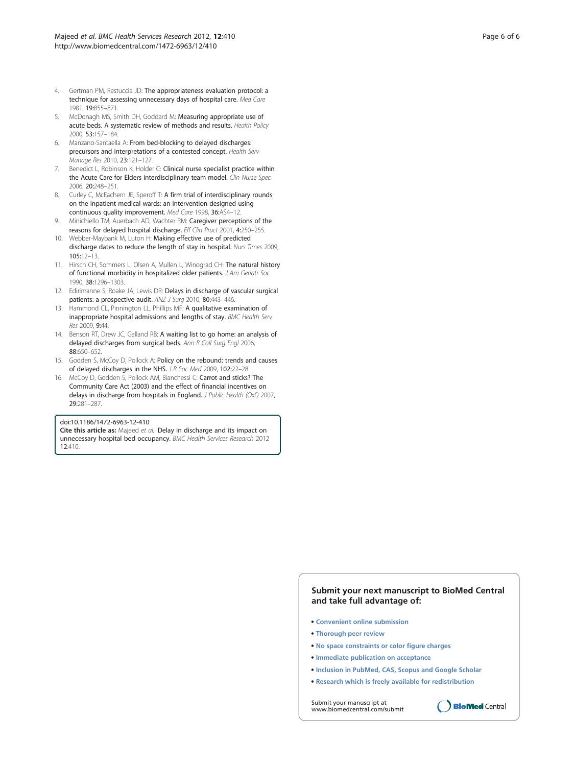4. Gertman PM, Restuccia JD: **The appropriateness evaluation protocol: a technique for assessing unnecessary days of hospital care.** *Med Care* 1981, **19:**855–871.
5. McDonagh MS, Smith DH, Goddard M: **Measuring appropriate use of acute beds. A systematic review of methods and results.** *Health Policy* 2000, **53:**157–184.
6. Manzano-Santaella A: **From bed-blocking to delayed discharges: precursors and interpretations of a contested concept.** *Health Serv Manage Res* 2010, **23:**121–127.
7. Benedict L, Robinson K, Holder C: **Clinical nurse specialist practice within the Acute Care for Elders interdisciplinary team model.** *Clin Nurse Spec.* 2006, **20:**248–251.
8. Curley C, McEachern JE, Speroff T: **A firm trial of interdisciplinary rounds on the inpatient medical wards: an intervention designed using continuous quality improvement.** *Med Care* 1998, **36:**AS4–12.
9. Minichiello TM, Auerbach AD, Wachter RM: **Caregiver perceptions of the reasons for delayed hospital discharge.** *Eff Clin Pract* 2001, **4:**250–255.
10. Webber-Maybank M, Luton H: **Making effective use of predicted discharge dates to reduce the length of stay in hospital.** *Nurs Times* 2009, **105:**12–13.
11. Hirsch CH, Sommers L, Olsen A, Mullen L, Winograd CH: **The natural history of functional morbidity in hospitalized older patients.** *J Am Geriatr Soc* 1990, **38:**1296–1303.
12. Edirimanne S, Roake JA, Lewis DR: **Delays in discharge of vascular surgical patients: a prospective audit.** *ANZ J Surg* 2010, **80:**443–446.
13. Hammond CL, Pinnington LL, Phillips MF: **A qualitative examination of inappropriate hospital admissions and lengths of stay.** *BMC Health Serv Res* 2009, **9:**44.
14. Benson RT, Drew JC, Galland RB: **A waiting list to go home: an analysis of delayed discharges from surgical beds.** *Ann R Coll Surg Engl* 2006, **88:**650–652.
15. Godden S, McCoy D, Pollock A: **Policy on the rebound: trends and causes of delayed discharges in the NHS.** *J R Soc Med* 2009, **102:**22–28.
16. McCoy D, Godden S, Pollock AM, Bianchessi C: **Carrot and sticks? The Community Care Act (2003) and the effect of financial incentives on delays in discharge from hospitals in England.** *J Public Health (Oxf)* 2007, **29:**281–287.

doi:10.1186/1472-6963-12-410
**Cite this article as:** Majeed *et al.*: Delay in discharge and its impact on unnecessary hospital bed occupancy. *BMC Health Services Research* 2012 12:410.

**Submit your next manuscript to BioMed Central and take full advantage of:**

- **Convenient online submission**
- **Thorough peer review**
- **No space constraints or color figure charges**
- **Immediate publication on acceptance**
- **Inclusion in PubMed, CAS, Scopus and Google Scholar**
- **Research which is freely available for redistribution**

Submit your manuscript at
www.biomedcentral.com/submit